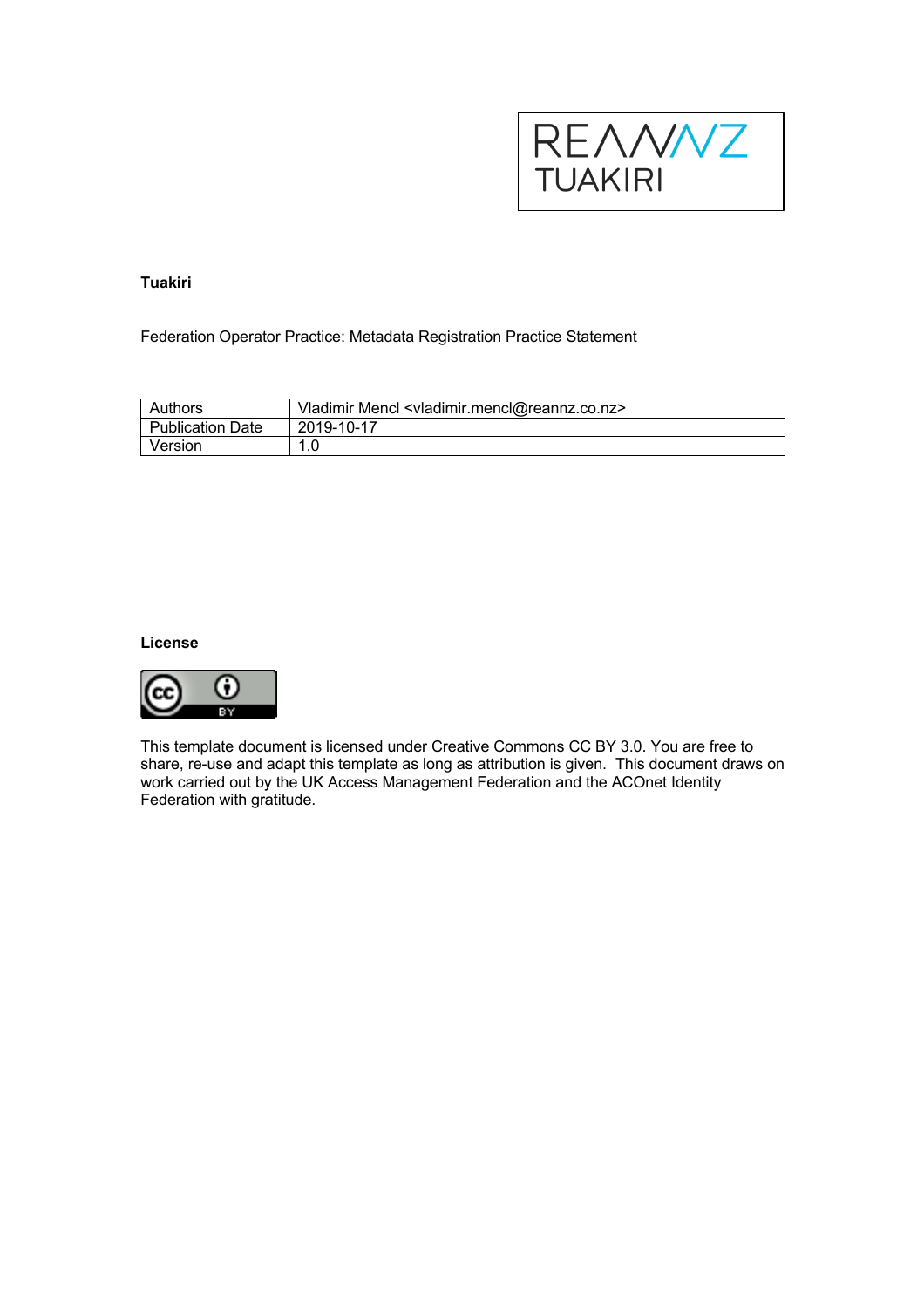REANNZ TUAKIRI

**Tuakiri**

Federation Operator Practice: Metadata Registration Practice Statement

| Authors | Vladimir Mencl <vladimir.mencl@reannz.co.nz> |
|---|---|
| Publication Date | 2019-10-17 |
| Version | 1.0 |

**License**

This template document is licensed under Creative Commons CC BY 3.0. You are free to share, re-use and adapt this template as long as attribution is given. This document draws on work carried out by the UK Access Management Federation and the ACOnet Identity Federation with gratitude.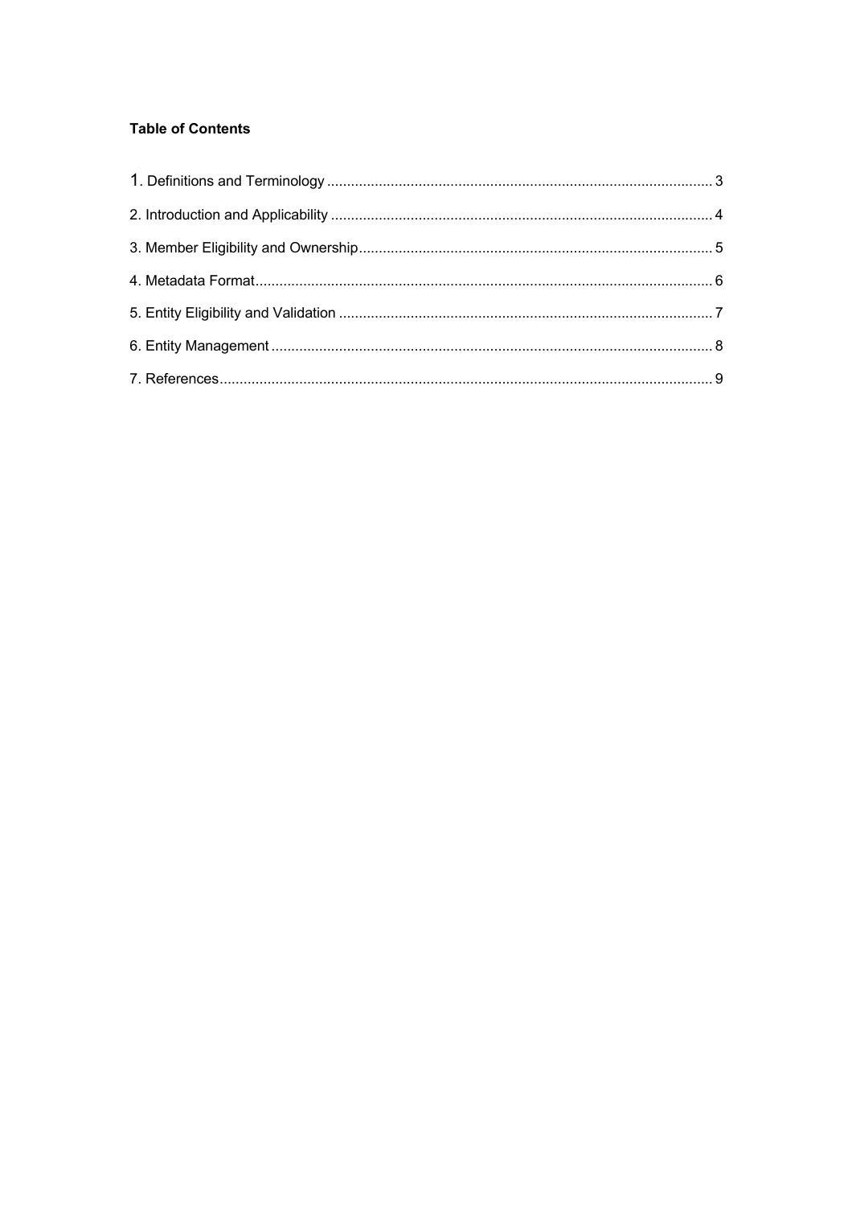**Table of Contents**

1. Definitions and Terminology ........................................................................................ 3
2. Introduction and Applicability ...................................................................................... 4
3. Member Eligibility and Ownership ................................................................................ 5
4. Metadata Format ......................................................................................................... 6
5. Entity Eligibility and Validation ..................................................................................... 7
6. Entity Management ...................................................................................................... 8
7. References .................................................................................................................. 9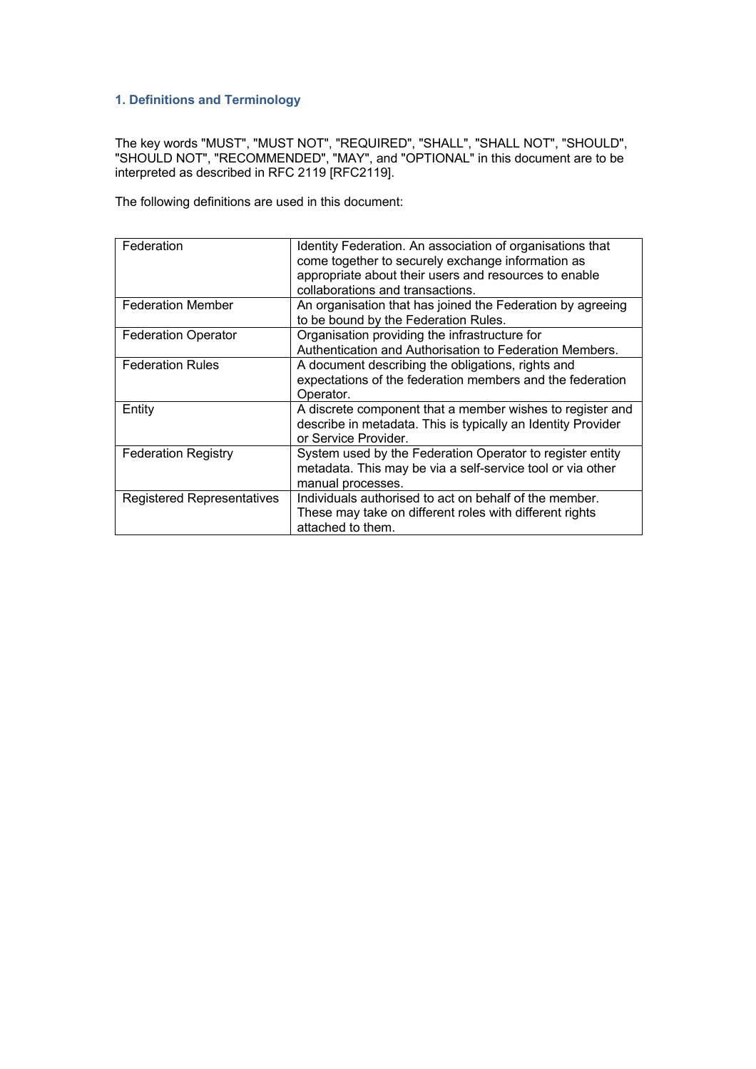## 1. Definitions and Terminology

The key words "MUST", "MUST NOT", "REQUIRED", "SHALL", "SHALL NOT", "SHOULD", "SHOULD NOT", "RECOMMENDED", "MAY", and "OPTIONAL" in this document are to be interpreted as described in RFC 2119 [RFC2119].

The following definitions are used in this document:

| Term | Definition |
|---|---|
| Federation | Identity Federation. An association of organisations that come together to securely exchange information as appropriate about their users and resources to enable collaborations and transactions. |
| Federation Member | An organisation that has joined the Federation by agreeing to be bound by the Federation Rules. |
| Federation Operator | Organisation providing the infrastructure for Authentication and Authorisation to Federation Members. |
| Federation Rules | A document describing the obligations, rights and expectations of the federation members and the federation Operator. |
| Entity | A discrete component that a member wishes to register and describe in metadata. This is typically an Identity Provider or Service Provider. |
| Federation Registry | System used by the Federation Operator to register entity metadata. This may be via a self-service tool or via other manual processes. |
| Registered Representatives | Individuals authorised to act on behalf of the member. These may take on different roles with different rights attached to them. |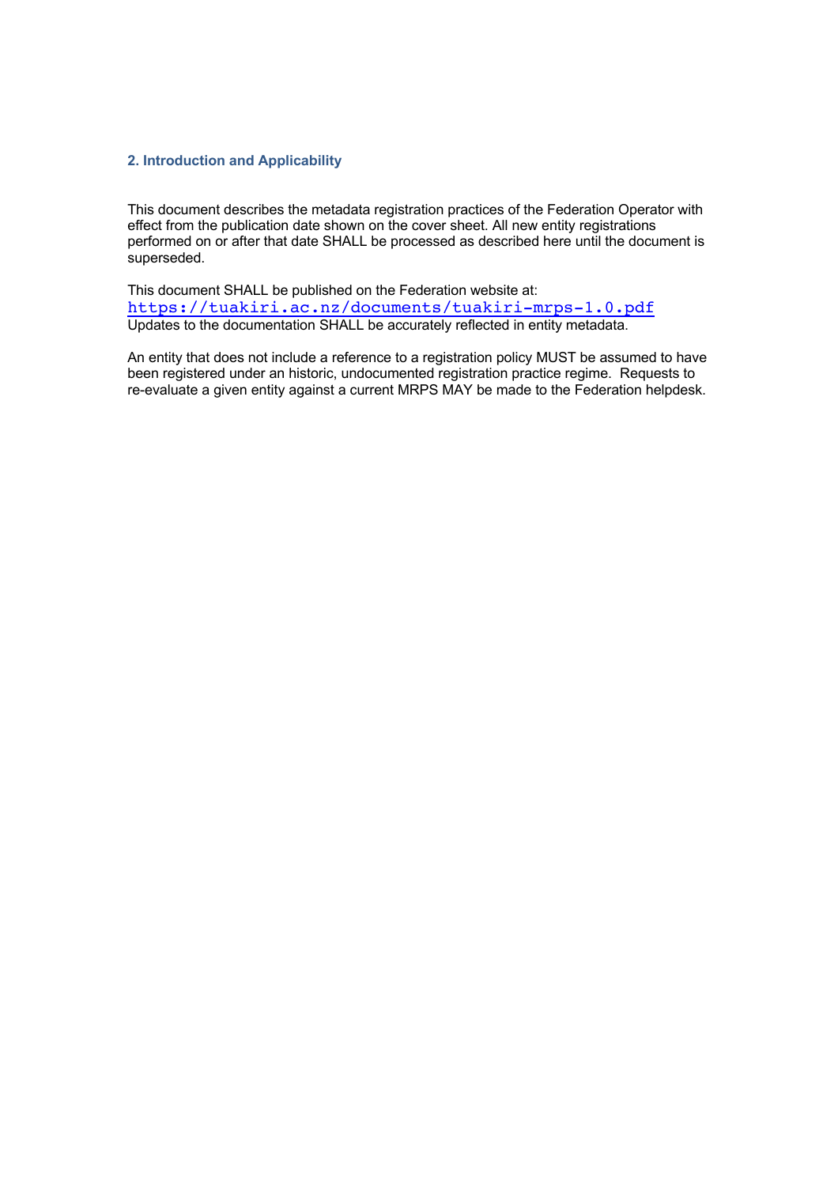## 2. Introduction and Applicability

This document describes the metadata registration practices of the Federation Operator with effect from the publication date shown on the cover sheet. All new entity registrations performed on or after that date SHALL be processed as described here until the document is superseded.

This document SHALL be published on the Federation website at:
https://tuakiri.ac.nz/documents/tuakiri-mrps-1.0.pdf
Updates to the documentation SHALL be accurately reflected in entity metadata.

An entity that does not include a reference to a registration policy MUST be assumed to have been registered under an historic, undocumented registration practice regime. Requests to re-evaluate a given entity against a current MRPS MAY be made to the Federation helpdesk.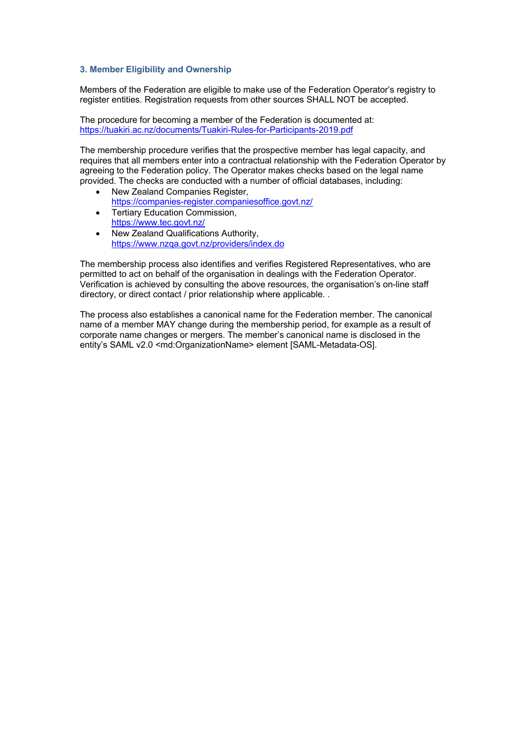### 3. Member Eligibility and Ownership

Members of the Federation are eligible to make use of the Federation Operator's registry to register entities. Registration requests from other sources SHALL NOT be accepted.

The procedure for becoming a member of the Federation is documented at: https://tuakiri.ac.nz/documents/Tuakiri-Rules-for-Participants-2019.pdf

The membership procedure verifies that the prospective member has legal capacity, and requires that all members enter into a contractual relationship with the Federation Operator by agreeing to the Federation policy. The Operator makes checks based on the legal name provided. The checks are conducted with a number of official databases, including:

- New Zealand Companies Register, https://companies-register.companiesoffice.govt.nz/
- Tertiary Education Commission, https://www.tec.govt.nz/
- New Zealand Qualifications Authority, https://www.nzqa.govt.nz/providers/index.do

The membership process also identifies and verifies Registered Representatives, who are permitted to act on behalf of the organisation in dealings with the Federation Operator. Verification is achieved by consulting the above resources, the organisation's on-line staff directory, or direct contact / prior relationship where applicable. .

The process also establishes a canonical name for the Federation member. The canonical name of a member MAY change during the membership period, for example as a result of corporate name changes or mergers. The member's canonical name is disclosed in the entity's SAML v2.0 <md:OrganizationName> element [SAML-Metadata-OS].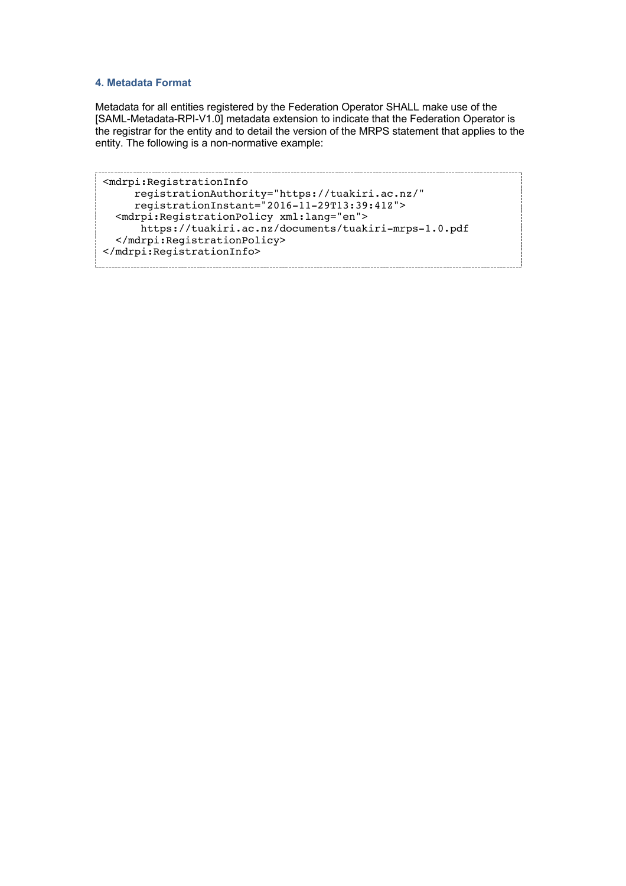### 4. Metadata Format

Metadata for all entities registered by the Federation Operator SHALL make use of the [SAML-Metadata-RPI-V1.0] metadata extension to indicate that the Federation Operator is the registrar for the entity and to detail the version of the MRPS statement that applies to the entity. The following is a non-normative example:

```
<mdrpi:RegistrationInfo
     registrationAuthority="https://tuakiri.ac.nz/"
     registrationInstant="2016-11-29T13:39:41Z">
  <mdrpi:RegistrationPolicy xml:lang="en">
      https://tuakiri.ac.nz/documents/tuakiri-mrps-1.0.pdf
  </mdrpi:RegistrationPolicy>
</mdrpi:RegistrationInfo>
```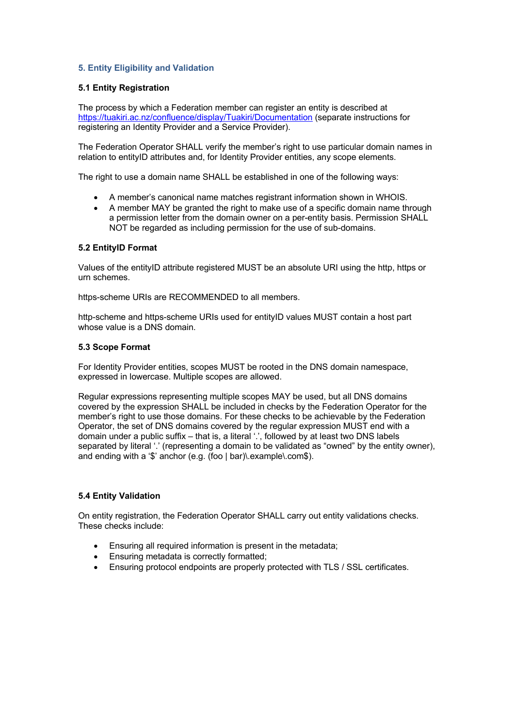## 5. Entity Eligibility and Validation

### 5.1 Entity Registration

The process by which a Federation member can register an entity is described at [https://tuakiri.ac.nz/confluence/display/Tuakiri/Documentation](https://tuakiri.ac.nz/confluence/display/Tuakiri/Documentation) (separate instructions for registering an Identity Provider and a Service Provider).

The Federation Operator SHALL verify the member's right to use particular domain names in relation to entityID attributes and, for Identity Provider entities, any scope elements.

The right to use a domain name SHALL be established in one of the following ways:

- A member's canonical name matches registrant information shown in WHOIS.
- A member MAY be granted the right to make use of a specific domain name through a permission letter from the domain owner on a per-entity basis. Permission SHALL NOT be regarded as including permission for the use of sub-domains.

### 5.2 EntityID Format

Values of the entityID attribute registered MUST be an absolute URI using the http, https or urn schemes.

https-scheme URIs are RECOMMENDED to all members.

http-scheme and https-scheme URIs used for entityID values MUST contain a host part whose value is a DNS domain.

### 5.3 Scope Format

For Identity Provider entities, scopes MUST be rooted in the DNS domain namespace, expressed in lowercase. Multiple scopes are allowed.

Regular expressions representing multiple scopes MAY be used, but all DNS domains covered by the expression SHALL be included in checks by the Federation Operator for the member's right to use those domains. For these checks to be achievable by the Federation Operator, the set of DNS domains covered by the regular expression MUST end with a domain under a public suffix – that is, a literal '.', followed by at least two DNS labels separated by literal '.' (representing a domain to be validated as "owned" by the entity owner), and ending with a '$' anchor (e.g. (foo | bar)\.example\.com$).

### 5.4 Entity Validation

On entity registration, the Federation Operator SHALL carry out entity validations checks. These checks include:

- Ensuring all required information is present in the metadata;
- Ensuring metadata is correctly formatted;
- Ensuring protocol endpoints are properly protected with TLS / SSL certificates.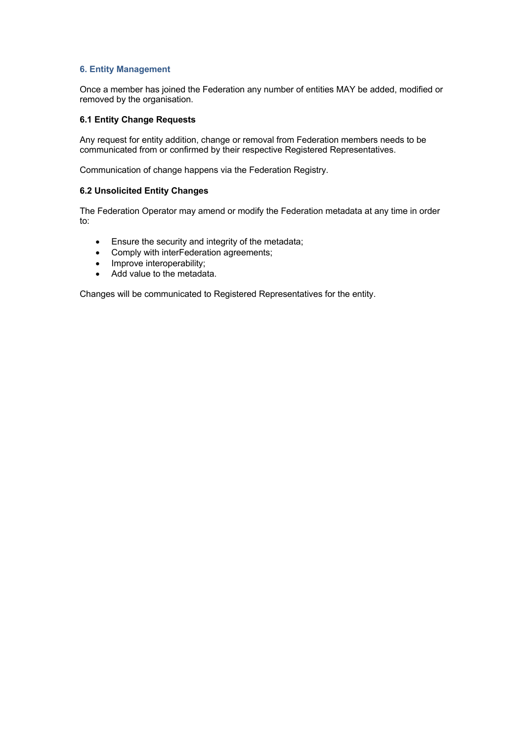## 6. Entity Management

Once a member has joined the Federation any number of entities MAY be added, modified or removed by the organisation.

### 6.1 Entity Change Requests

Any request for entity addition, change or removal from Federation members needs to be communicated from or confirmed by their respective Registered Representatives.

Communication of change happens via the Federation Registry.

### 6.2 Unsolicited Entity Changes

The Federation Operator may amend or modify the Federation metadata at any time in order to:

- Ensure the security and integrity of the metadata;
- Comply with interFederation agreements;
- Improve interoperability;
- Add value to the metadata.

Changes will be communicated to Registered Representatives for the entity.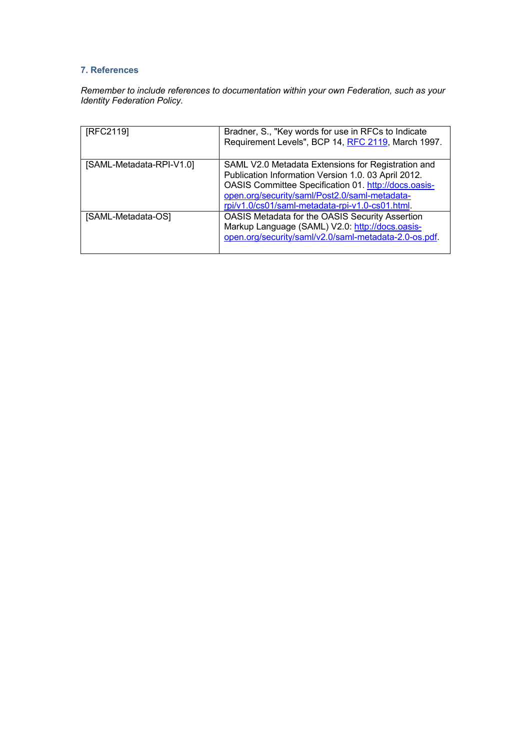## 7. References

*Remember to include references to documentation within your own Federation, such as your Identity Federation Policy.*

| | |
|---|---|
| [RFC2119] | Bradner, S., "Key words for use in RFCs to Indicate Requirement Levels", BCP 14, RFC 2119, March 1997. |
| [SAML-Metadata-RPI-V1.0] | SAML V2.0 Metadata Extensions for Registration and Publication Information Version 1.0. 03 April 2012. OASIS Committee Specification 01. http://docs.oasis-open.org/security/saml/Post2.0/saml-metadata-rpi/v1.0/cs01/saml-metadata-rpi-v1.0-cs01.html. |
| [SAML-Metadata-OS] | OASIS Metadata for the OASIS Security Assertion Markup Language (SAML) V2.0: http://docs.oasis-open.org/security/saml/v2.0/saml-metadata-2.0-os.pdf. |